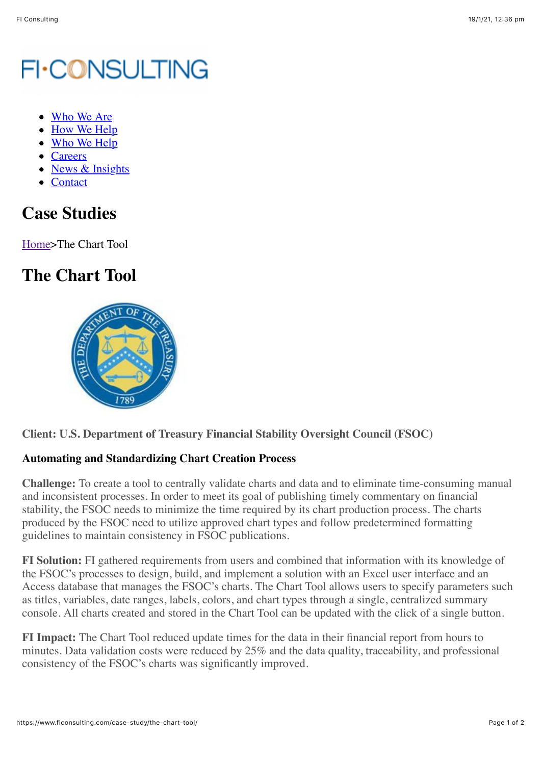FI·CONSULTING

- Who We Are
- How We Help
- Who We Help
- Careers
- News & Insights
- Contact

# Case Studies

Home>The Chart Tool

# The Chart Tool

**Client: U.S. Department of Treasury Financial Stability Oversight Council (FSOC)**

**Automating and Standardizing Chart Creation Process**

**Challenge:** To create a tool to centrally validate charts and data and to eliminate time-consuming manual and inconsistent processes. In order to meet its goal of publishing timely commentary on financial stability, the FSOC needs to minimize the time required by its chart production process. The charts produced by the FSOC need to utilize approved chart types and follow predetermined formatting guidelines to maintain consistency in FSOC publications.

**FI Solution:** FI gathered requirements from users and combined that information with its knowledge of the FSOC's processes to design, build, and implement a solution with an Excel user interface and an Access database that manages the FSOC's charts. The Chart Tool allows users to specify parameters such as titles, variables, date ranges, labels, colors, and chart types through a single, centralized summary console. All charts created and stored in the Chart Tool can be updated with the click of a single button.

**FI Impact:** The Chart Tool reduced update times for the data in their financial report from hours to minutes. Data validation costs were reduced by 25% and the data quality, traceability, and professional consistency of the FSOC's charts was significantly improved.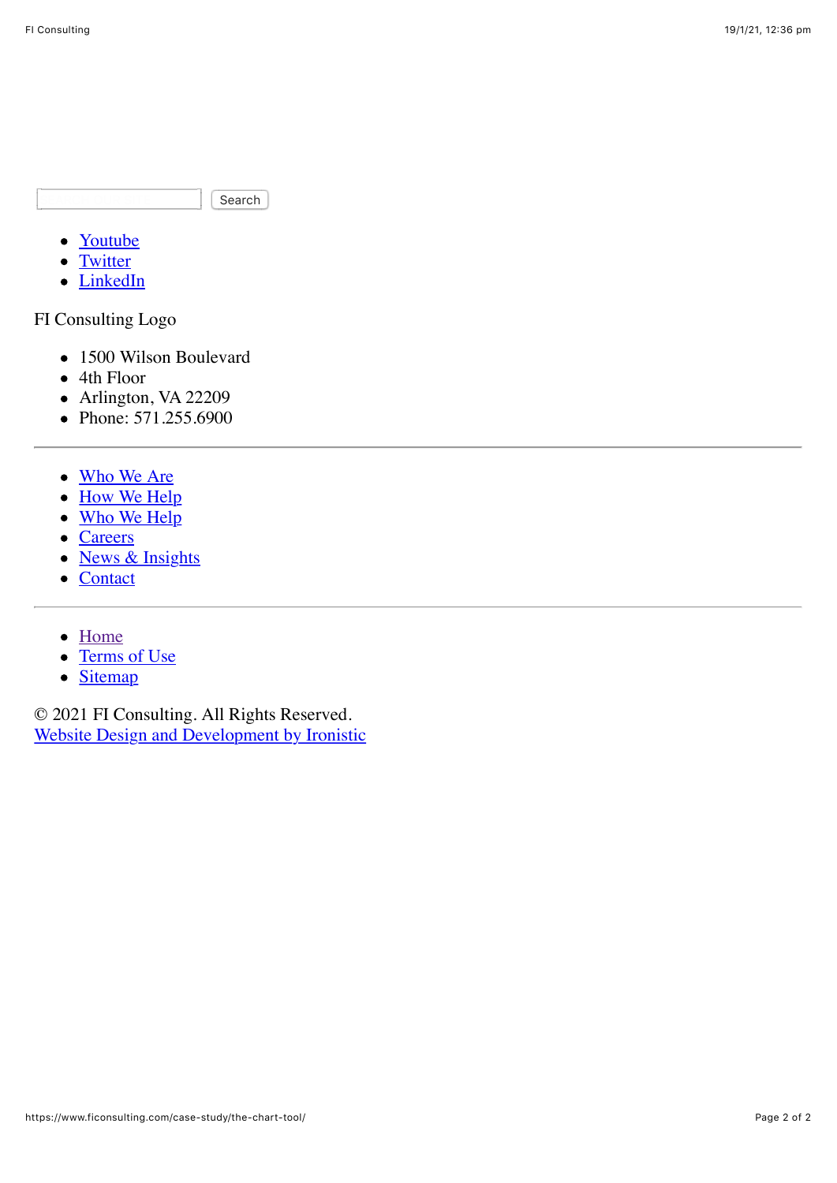Search

- Youtube
- Twitter
- LinkedIn

FI Consulting Logo

- 1500 Wilson Boulevard
- 4th Floor
- Arlington, VA 22209
- Phone: 571.255.6900

---

- Who We Are
- How We Help
- Who We Help
- Careers
- News & Insights
- Contact

---

- Home
- Terms of Use
- Sitemap

© 2021 FI Consulting. All Rights Reserved.
Website Design and Development by Ironistic